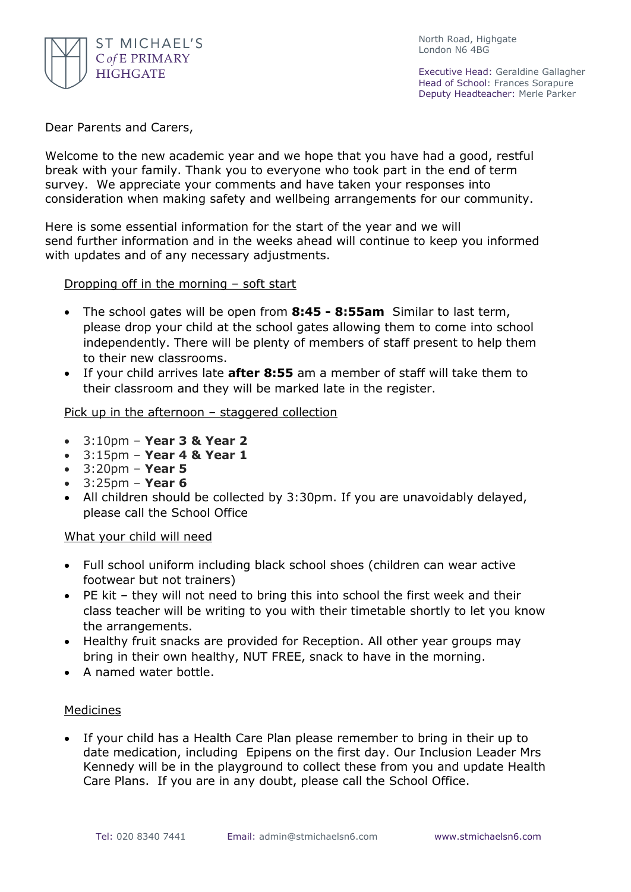ST MICHAEL'S
C of E PRIMARY
HIGHGATE

North Road, Highgate
London N6 4BG

Executive Head: Geraldine Gallagher
Head of School: Frances Sorapure
Deputy Headteacher: Merle Parker

Dear Parents and Carers,

Welcome to the new academic year and we hope that you have had a good, restful break with your family. Thank you to everyone who took part in the end of term survey. We appreciate your comments and have taken your responses into consideration when making safety and wellbeing arrangements for our community.

Here is some essential information for the start of the year and we will send further information and in the weeks ahead will continue to keep you informed with updates and of any necessary adjustments.

Dropping off in the morning – soft start

- The school gates will be open from **8:45 - 8:55am** Similar to last term, please drop your child at the school gates allowing them to come into school independently. There will be plenty of members of staff present to help them to their new classrooms.
- If your child arrives late **after 8:55** am a member of staff will take them to their classroom and they will be marked late in the register.

Pick up in the afternoon – staggered collection

- 3:10pm – **Year 3 & Year 2**
- 3:15pm – **Year 4 & Year 1**
- 3:20pm – **Year 5**
- 3:25pm – **Year 6**
- All children should be collected by 3:30pm. If you are unavoidably delayed, please call the School Office

What your child will need

- Full school uniform including black school shoes (children can wear active footwear but not trainers)
- PE kit – they will not need to bring this into school the first week and their class teacher will be writing to you with their timetable shortly to let you know the arrangements.
- Healthy fruit snacks are provided for Reception. All other year groups may bring in their own healthy, NUT FREE, snack to have in the morning.
- A named water bottle.

Medicines

- If your child has a Health Care Plan please remember to bring in their up to date medication, including Epipens on the first day. Our Inclusion Leader Mrs Kennedy will be in the playground to collect these from you and update Health Care Plans. If you are in any doubt, please call the School Office.

Tel: 020 8340 7441 Email: admin@stmichaelsn6.com www.stmichaelsn6.com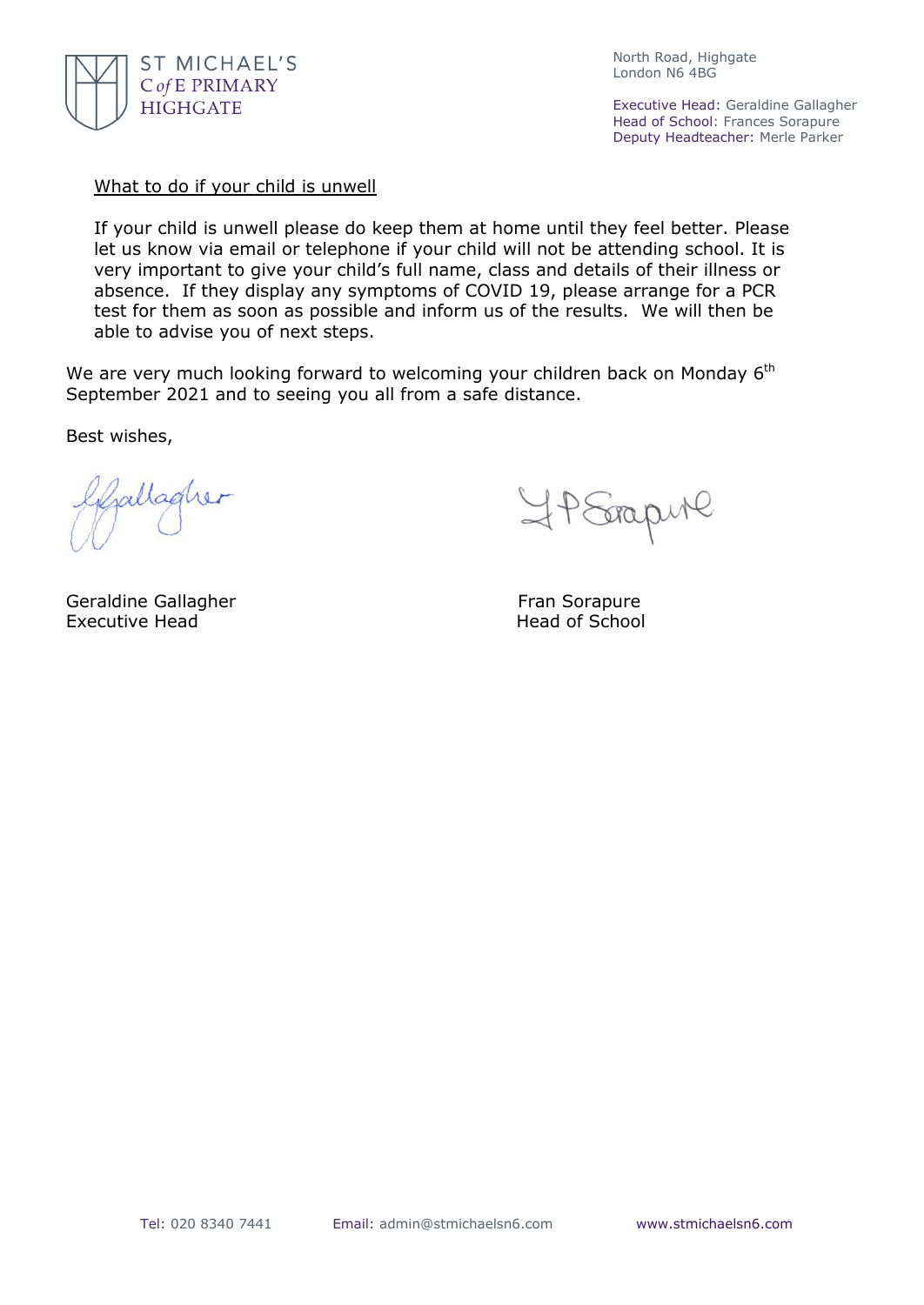ST MICHAEL'S
C of E PRIMARY
HIGHGATE

North Road, Highgate
London N6 4BG

Executive Head: Geraldine Gallagher
Head of School: Frances Sorapure
Deputy Headteacher: Merle Parker

<u>What to do if your child is unwell</u>

If your child is unwell please do keep them at home until they feel better. Please let us know via email or telephone if your child will not be attending school. It is very important to give your child's full name, class and details of their illness or absence. If they display any symptoms of COVID 19, please arrange for a PCR test for them as soon as possible and inform us of the results. We will then be able to advise you of next steps.

We are very much looking forward to welcoming your children back on Monday 6th September 2021 and to seeing you all from a safe distance.

Best wishes,

Geraldine Gallagher
Executive Head

Fran Sorapure
Head of School

Tel: 020 8340 7441 Email: admin@stmichaelsn6.com www.stmichaelsn6.com